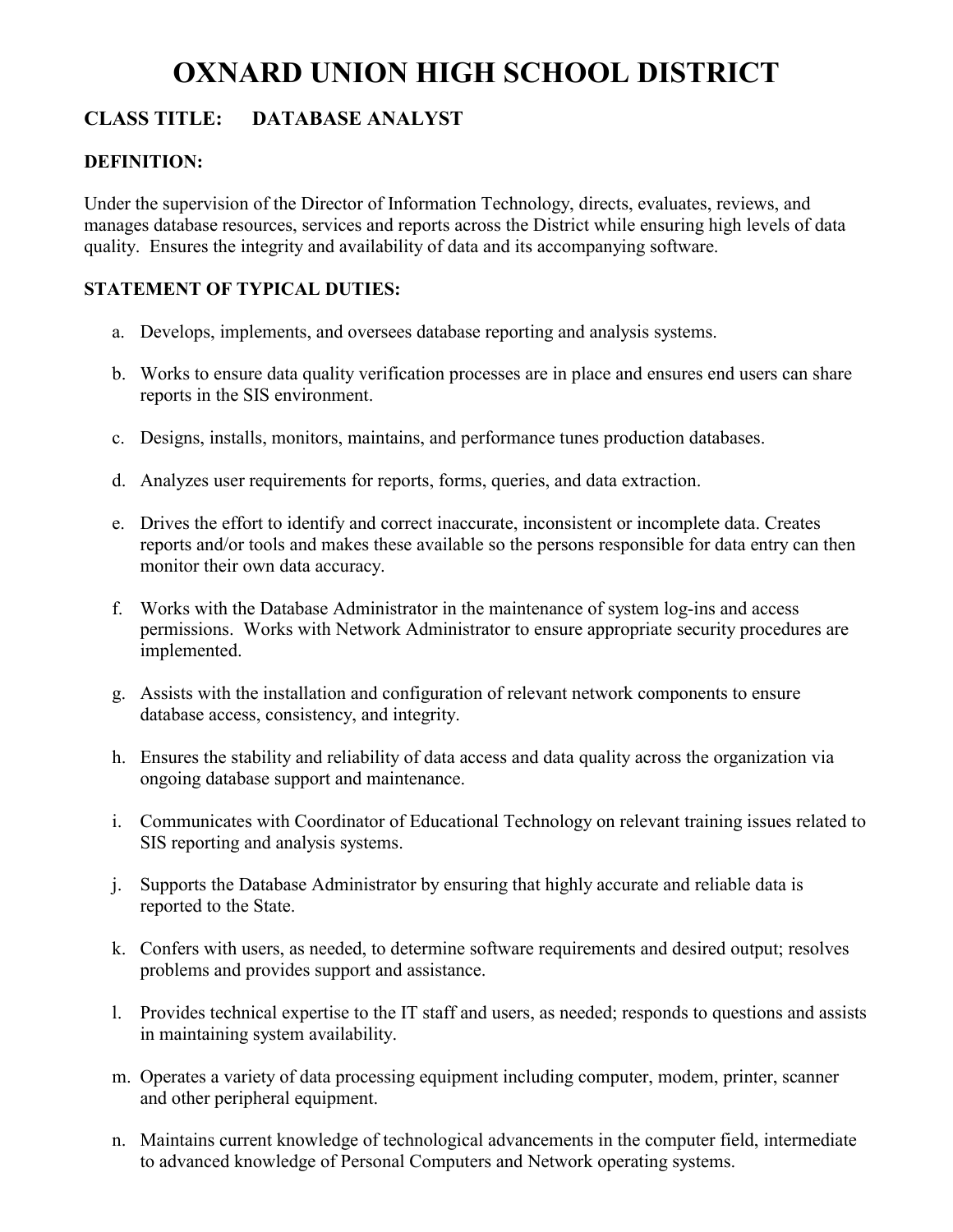# OXNARD UNION HIGH SCHOOL DISTRICT

## CLASS TITLE: DATABASE ANALYST

### DEFINITION:

Under the supervision of the Director of Information Technology, directs, evaluates, reviews, and manages database resources, services and reports across the District while ensuring high levels of data quality. Ensures the integrity and availability of data and its accompanying software.

### STATEMENT OF TYPICAL DUTIES:

a. Develops, implements, and oversees database reporting and analysis systems.

b. Works to ensure data quality verification processes are in place and ensures end users can share reports in the SIS environment.

c. Designs, installs, monitors, maintains, and performance tunes production databases.

d. Analyzes user requirements for reports, forms, queries, and data extraction.

e. Drives the effort to identify and correct inaccurate, inconsistent or incomplete data. Creates reports and/or tools and makes these available so the persons responsible for data entry can then monitor their own data accuracy.

f. Works with the Database Administrator in the maintenance of system log-ins and access permissions. Works with Network Administrator to ensure appropriate security procedures are implemented.

g. Assists with the installation and configuration of relevant network components to ensure database access, consistency, and integrity.

h. Ensures the stability and reliability of data access and data quality across the organization via ongoing database support and maintenance.

i. Communicates with Coordinator of Educational Technology on relevant training issues related to SIS reporting and analysis systems.

j. Supports the Database Administrator by ensuring that highly accurate and reliable data is reported to the State.

k. Confers with users, as needed, to determine software requirements and desired output; resolves problems and provides support and assistance.

l. Provides technical expertise to the IT staff and users, as needed; responds to questions and assists in maintaining system availability.

m. Operates a variety of data processing equipment including computer, modem, printer, scanner and other peripheral equipment.

n. Maintains current knowledge of technological advancements in the computer field, intermediate to advanced knowledge of Personal Computers and Network operating systems.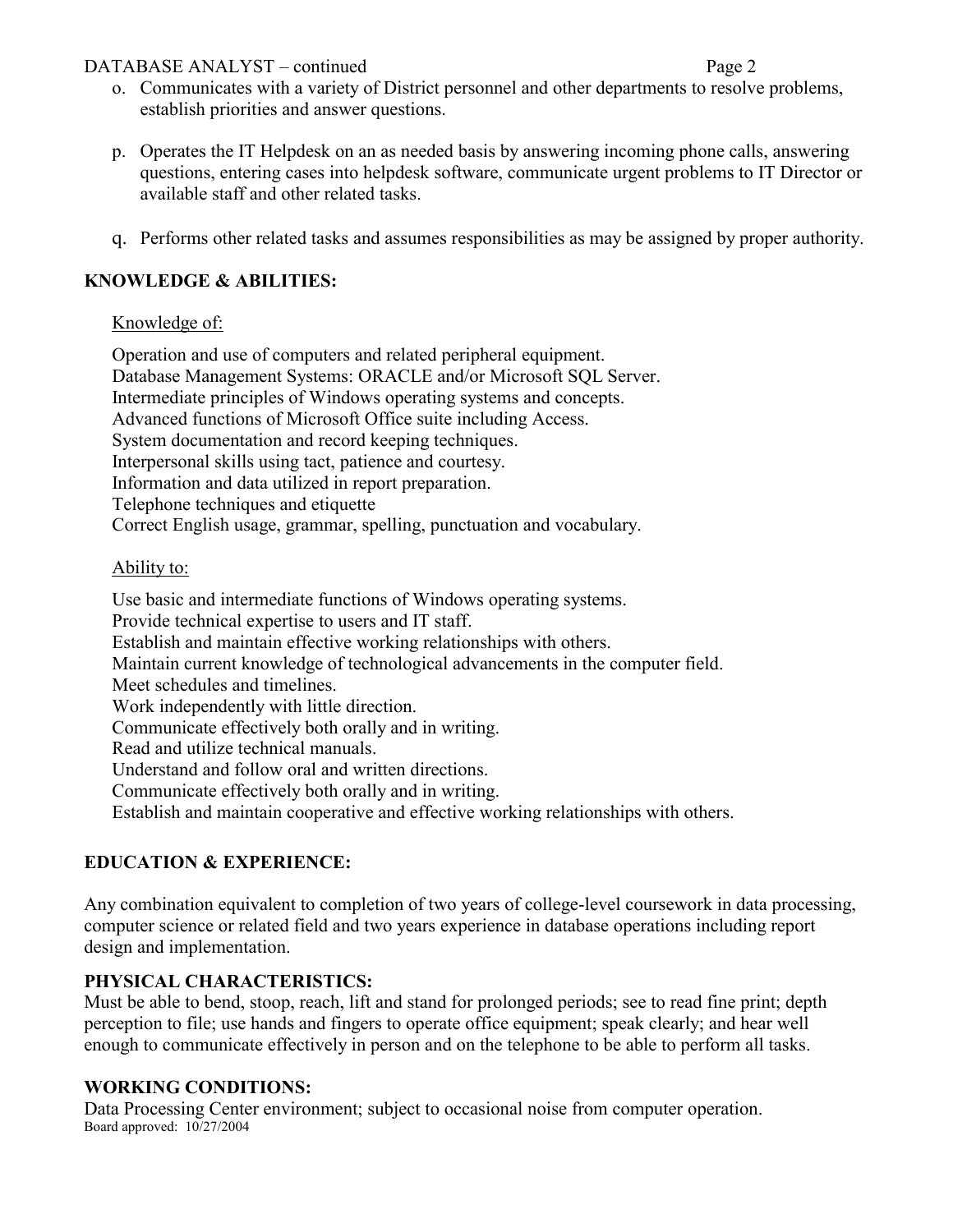o. Communicates with a variety of District personnel and other departments to resolve problems, establish priorities and answer questions.

p. Operates the IT Helpdesk on an as needed basis by answering incoming phone calls, answering questions, entering cases into helpdesk software, communicate urgent problems to IT Director or available staff and other related tasks.

q. Performs other related tasks and assumes responsibilities as may be assigned by proper authority.

## KNOWLEDGE & ABILITIES:

Knowledge of:

Operation and use of computers and related peripheral equipment.
Database Management Systems: ORACLE and/or Microsoft SQL Server.
Intermediate principles of Windows operating systems and concepts.
Advanced functions of Microsoft Office suite including Access.
System documentation and record keeping techniques.
Interpersonal skills using tact, patience and courtesy.
Information and data utilized in report preparation.
Telephone techniques and etiquette
Correct English usage, grammar, spelling, punctuation and vocabulary.

Ability to:

Use basic and intermediate functions of Windows operating systems.
Provide technical expertise to users and IT staff.
Establish and maintain effective working relationships with others.
Maintain current knowledge of technological advancements in the computer field.
Meet schedules and timelines.
Work independently with little direction.
Communicate effectively both orally and in writing.
Read and utilize technical manuals.
Understand and follow oral and written directions.
Communicate effectively both orally and in writing.
Establish and maintain cooperative and effective working relationships with others.

## EDUCATION & EXPERIENCE:

Any combination equivalent to completion of two years of college-level coursework in data processing, computer science or related field and two years experience in database operations including report design and implementation.

## PHYSICAL CHARACTERISTICS:

Must be able to bend, stoop, reach, lift and stand for prolonged periods; see to read fine print; depth perception to file; use hands and fingers to operate office equipment; speak clearly; and hear well enough to communicate effectively in person and on the telephone to be able to perform all tasks.

## WORKING CONDITIONS:

Data Processing Center environment; subject to occasional noise from computer operation.

Board approved: 10/27/2004